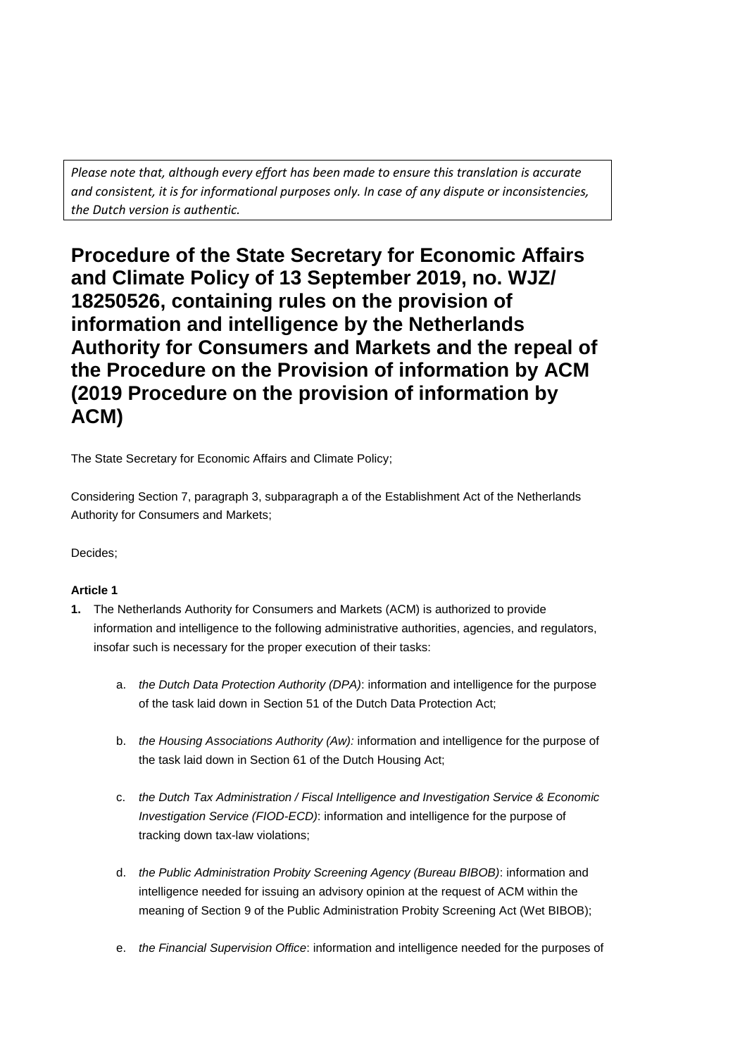*Please note that, although every effort has been made to ensure this translation is accurate and consistent, it is for informational purposes only. In case of any dispute or inconsistencies, the Dutch version is authentic.*

# Procedure of the State Secretary for Economic Affairs and Climate Policy of 13 September 2019, no. WJZ/ 18250526, containing rules on the provision of information and intelligence by the Netherlands Authority for Consumers and Markets and the repeal of the Procedure on the Provision of information by ACM (2019 Procedure on the provision of information by ACM)

The State Secretary for Economic Affairs and Climate Policy;

Considering Section 7, paragraph 3, subparagraph a of the Establishment Act of the Netherlands Authority for Consumers and Markets;

Decides;

**Article 1**

**1.** The Netherlands Authority for Consumers and Markets (ACM) is authorized to provide information and intelligence to the following administrative authorities, agencies, and regulators, insofar such is necessary for the proper execution of their tasks:

a. *the Dutch Data Protection Authority (DPA)*: information and intelligence for the purpose of the task laid down in Section 51 of the Dutch Data Protection Act;

b. *the Housing Associations Authority (Aw):* information and intelligence for the purpose of the task laid down in Section 61 of the Dutch Housing Act;

c. *the Dutch Tax Administration / Fiscal Intelligence and Investigation Service & Economic Investigation Service (FIOD-ECD)*: information and intelligence for the purpose of tracking down tax-law violations;

d. *the Public Administration Probity Screening Agency (Bureau BIBOB)*: information and intelligence needed for issuing an advisory opinion at the request of ACM within the meaning of Section 9 of the Public Administration Probity Screening Act (Wet BIBOB);

e. *the Financial Supervision Office*: information and intelligence needed for the purposes of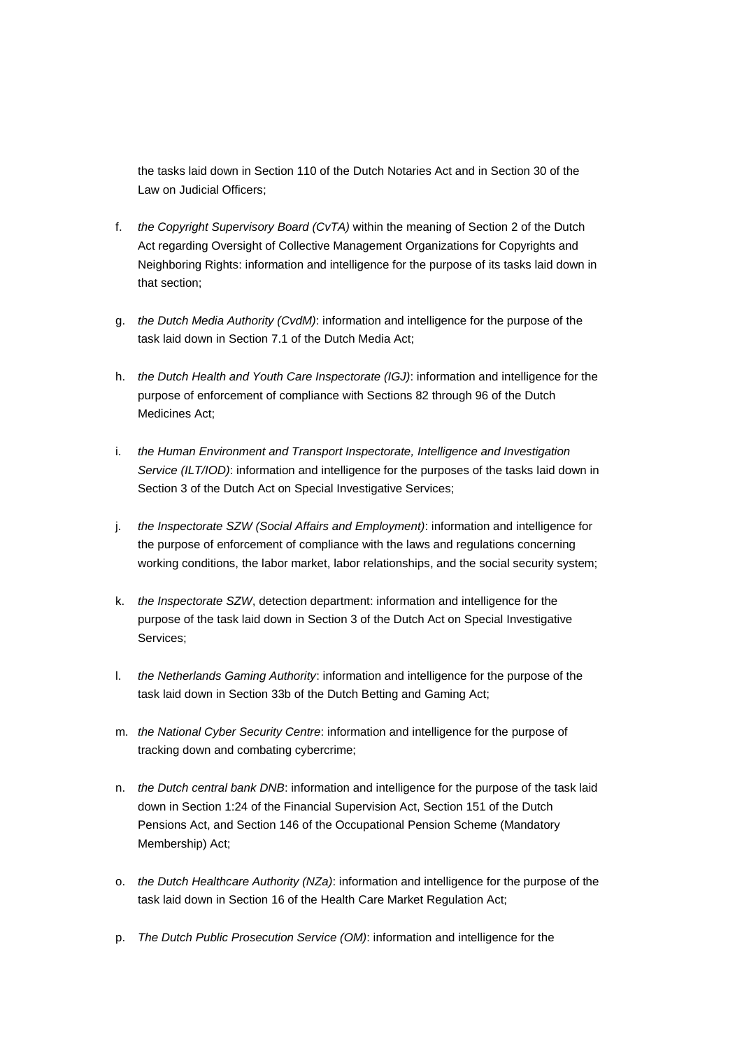the tasks laid down in Section 110 of the Dutch Notaries Act and in Section 30 of the Law on Judicial Officers;

f. *the Copyright Supervisory Board (CvTA)* within the meaning of Section 2 of the Dutch Act regarding Oversight of Collective Management Organizations for Copyrights and Neighboring Rights: information and intelligence for the purpose of its tasks laid down in that section;

g. *the Dutch Media Authority (CvdM)*: information and intelligence for the purpose of the task laid down in Section 7.1 of the Dutch Media Act;

h. *the Dutch Health and Youth Care Inspectorate (IGJ)*: information and intelligence for the purpose of enforcement of compliance with Sections 82 through 96 of the Dutch Medicines Act;

i. *the Human Environment and Transport Inspectorate, Intelligence and Investigation Service (ILT/IOD)*: information and intelligence for the purposes of the tasks laid down in Section 3 of the Dutch Act on Special Investigative Services;

j. *the Inspectorate SZW (Social Affairs and Employment)*: information and intelligence for the purpose of enforcement of compliance with the laws and regulations concerning working conditions, the labor market, labor relationships, and the social security system;

k. *the Inspectorate SZW*, detection department: information and intelligence for the purpose of the task laid down in Section 3 of the Dutch Act on Special Investigative Services;

l. *the Netherlands Gaming Authority*: information and intelligence for the purpose of the task laid down in Section 33b of the Dutch Betting and Gaming Act;

m. *the National Cyber Security Centre*: information and intelligence for the purpose of tracking down and combating cybercrime;

n. *the Dutch central bank DNB*: information and intelligence for the purpose of the task laid down in Section 1:24 of the Financial Supervision Act, Section 151 of the Dutch Pensions Act, and Section 146 of the Occupational Pension Scheme (Mandatory Membership) Act;

o. *the Dutch Healthcare Authority (NZa)*: information and intelligence for the purpose of the task laid down in Section 16 of the Health Care Market Regulation Act;

p. *The Dutch Public Prosecution Service (OM)*: information and intelligence for the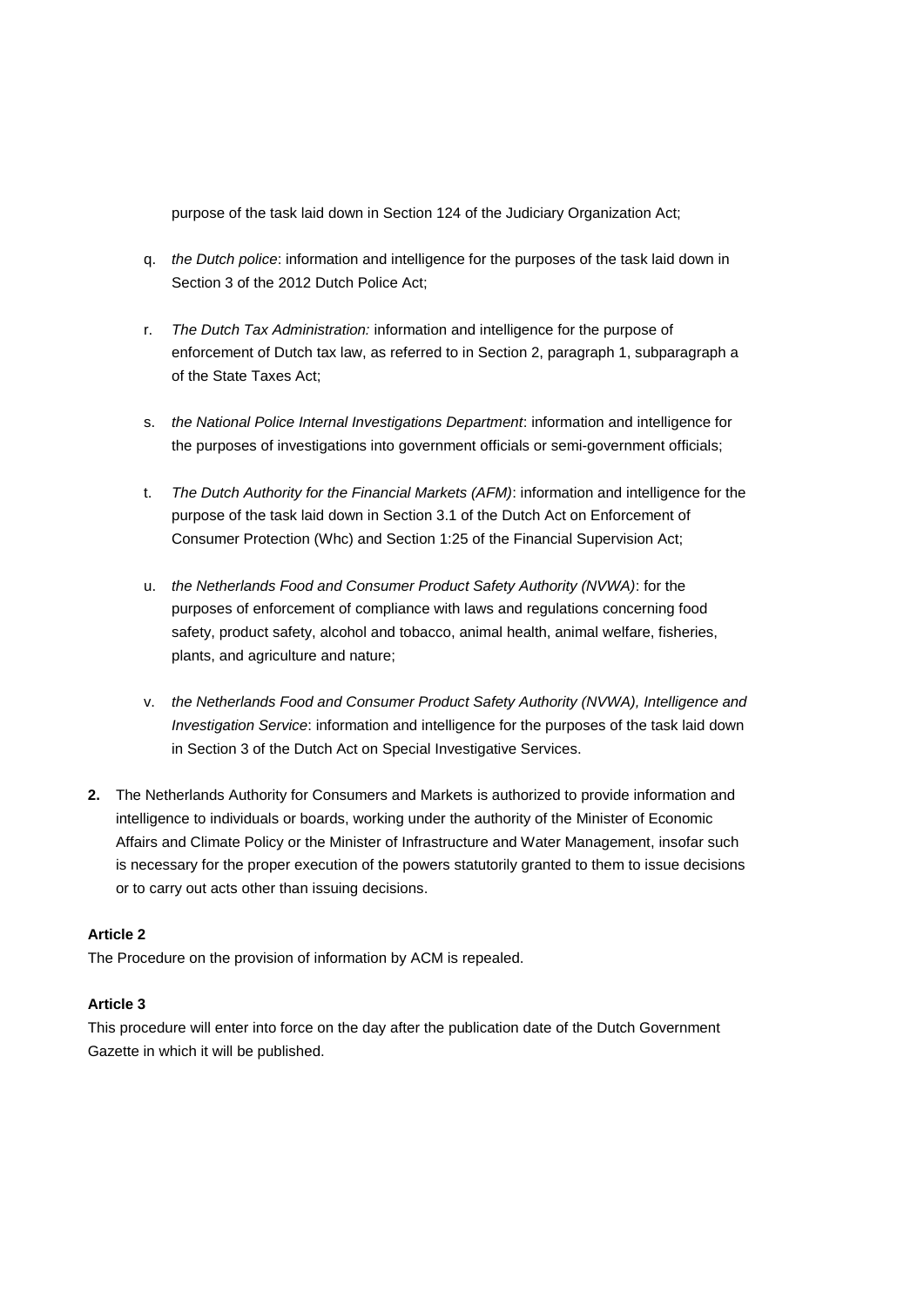purpose of the task laid down in Section 124 of the Judiciary Organization Act;

q. *the Dutch police*: information and intelligence for the purposes of the task laid down in Section 3 of the 2012 Dutch Police Act;

r. *The Dutch Tax Administration:* information and intelligence for the purpose of enforcement of Dutch tax law, as referred to in Section 2, paragraph 1, subparagraph a of the State Taxes Act;

s. *the National Police Internal Investigations Department*: information and intelligence for the purposes of investigations into government officials or semi-government officials;

t. *The Dutch Authority for the Financial Markets (AFM)*: information and intelligence for the purpose of the task laid down in Section 3.1 of the Dutch Act on Enforcement of Consumer Protection (Whc) and Section 1:25 of the Financial Supervision Act;

u. *the Netherlands Food and Consumer Product Safety Authority (NVWA)*: for the purposes of enforcement of compliance with laws and regulations concerning food safety, product safety, alcohol and tobacco, animal health, animal welfare, fisheries, plants, and agriculture and nature;

v. *the Netherlands Food and Consumer Product Safety Authority (NVWA), Intelligence and Investigation Service*: information and intelligence for the purposes of the task laid down in Section 3 of the Dutch Act on Special Investigative Services.

**2.** The Netherlands Authority for Consumers and Markets is authorized to provide information and intelligence to individuals or boards, working under the authority of the Minister of Economic Affairs and Climate Policy or the Minister of Infrastructure and Water Management, insofar such is necessary for the proper execution of the powers statutorily granted to them to issue decisions or to carry out acts other than issuing decisions.

**Article 2**

The Procedure on the provision of information by ACM is repealed.

**Article 3**

This procedure will enter into force on the day after the publication date of the Dutch Government Gazette in which it will be published.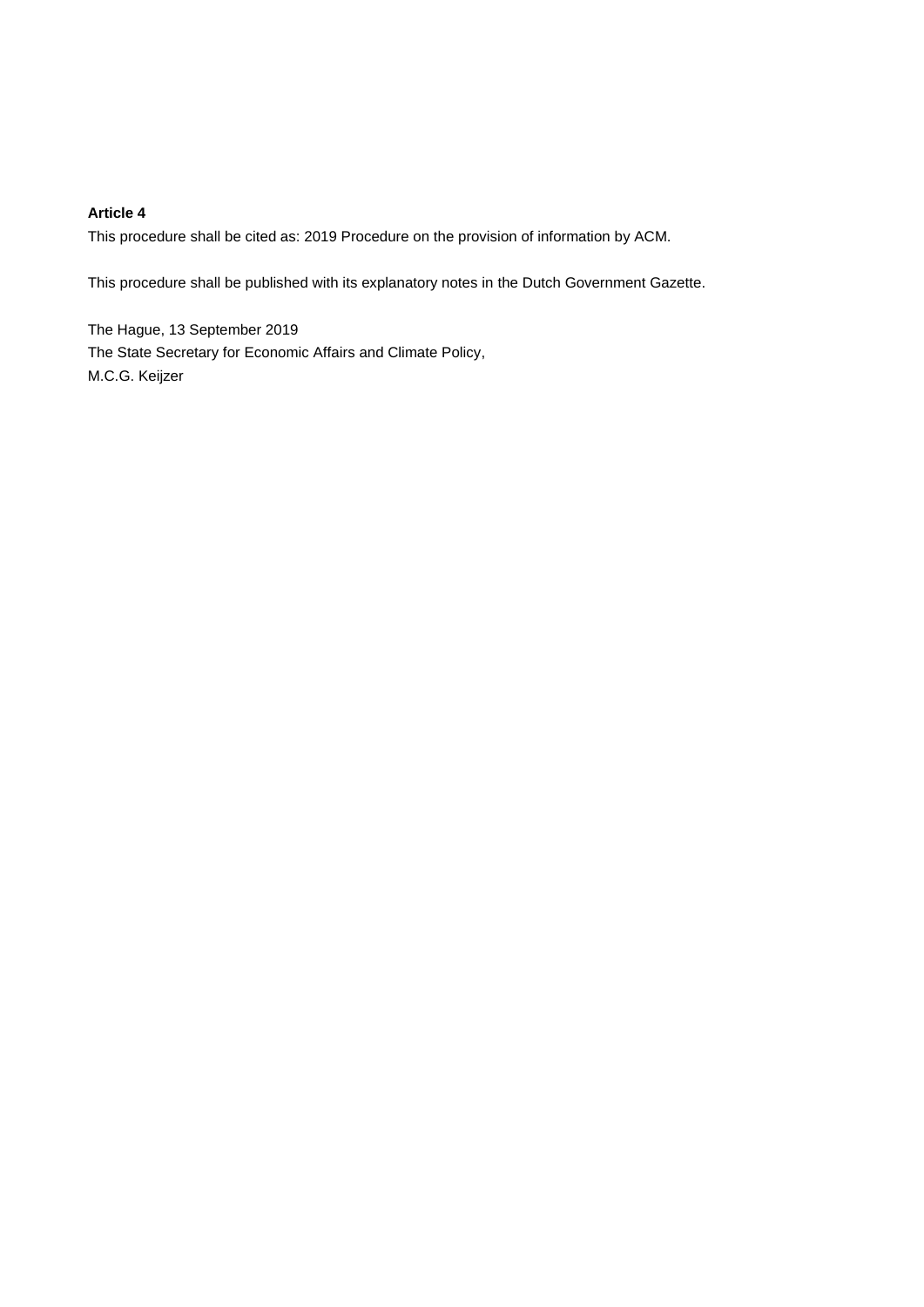**Article 4**

This procedure shall be cited as: 2019 Procedure on the provision of information by ACM.

This procedure shall be published with its explanatory notes in the Dutch Government Gazette.

The Hague, 13 September 2019
The State Secretary for Economic Affairs and Climate Policy,
M.C.G. Keijzer